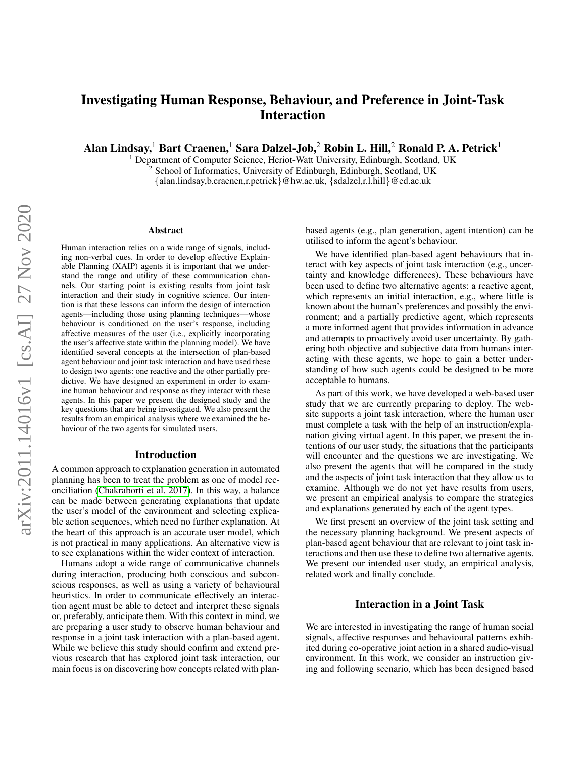# Investigating Human Response, Behaviour, and Preference in Joint-Task Interaction

**Alan Lindsay,[1] Bart Craenen,[1] Sara Dalzel-Job,[2] Robin L. Hill,[2] Ronald P. A. Petrick[1]**

[1] Department of Computer Science, Heriot-Watt University, Edinburgh, Scotland, UK
[2] School of Informatics, University of Edinburgh, Edinburgh, Scotland, UK
{alan.lindsay,b.craenen,r.petrick}@hw.ac.uk, {sdalzel,r.l.hill}@ed.ac.uk

## Abstract

Human interaction relies on a wide range of signals, including non-verbal cues. In order to develop effective Explainable Planning (XAIP) agents it is important that we understand the range and utility of these communication channels. Our starting point is existing results from joint task interaction and their study in cognitive science. Our intention is that these lessons can inform the design of interaction agents—including those using planning techniques—whose behaviour is conditioned on the user's response, including affective measures of the user (i.e., explicitly incorporating the user's affective state within the planning model). We have identified several concepts at the intersection of plan-based agent behaviour and joint task interaction and have used these to design two agents: one reactive and the other partially predictive. We have designed an experiment in order to examine human behaviour and response as they interact with these agents. In this paper we present the designed study and the key questions that are being investigated. We also present the results from an empirical analysis where we examined the behaviour of the two agents for simulated users.

## Introduction

A common approach to explanation generation in automated planning has been to treat the problem as one of model reconciliation (Chakraborti et al. 2017). In this way, a balance can be made between generating explanations that update the user's model of the environment and selecting explicable action sequences, which need no further explanation. At the heart of this approach is an accurate user model, which is not practical in many applications. An alternative view is to see explanations within the wider context of interaction.

Humans adopt a wide range of communicative channels during interaction, producing both conscious and subconscious responses, as well as using a variety of behavioural heuristics. In order to communicate effectively an interaction agent must be able to detect and interpret these signals or, preferably, anticipate them. With this context in mind, we are preparing a user study to observe human behaviour and response in a joint task interaction with a plan-based agent. While we believe this study should confirm and extend previous research that has explored joint task interaction, our main focus is on discovering how concepts related with plan-based agents (e.g., plan generation, agent intention) can be utilised to inform the agent's behaviour.

We have identified plan-based agent behaviours that interact with key aspects of joint task interaction (e.g., uncertainty and knowledge differences). These behaviours have been used to define two alternative agents: a reactive agent, which represents an initial interaction, e.g., where little is known about the human's preferences and possibly the environment; and a partially predictive agent, which represents a more informed agent that provides information in advance and attempts to proactively avoid user uncertainty. By gathering both objective and subjective data from humans interacting with these agents, we hope to gain a better understanding of how such agents could be designed to be more acceptable to humans.

As part of this work, we have developed a web-based user study that we are currently preparing to deploy. The website supports a joint task interaction, where the human user must complete a task with the help of an instruction/explanation giving virtual agent. In this paper, we present the intentions of our user study, the situations that the participants will encounter and the questions we are investigating. We also present the agents that will be compared in the study and the aspects of joint task interaction that they allow us to examine. Although we do not yet have results from users, we present an empirical analysis to compare the strategies and explanations generated by each of the agent types.

We first present an overview of the joint task setting and the necessary planning background. We present aspects of plan-based agent behaviour that are relevant to joint task interactions and then use these to define two alternative agents. We present our intended user study, an empirical analysis, related work and finally conclude.

## Interaction in a Joint Task

We are interested in investigating the range of human social signals, affective responses and behavioural patterns exhibited during co-operative joint action in a shared audio-visual environment. In this work, we consider an instruction giving and following scenario, which has been designed based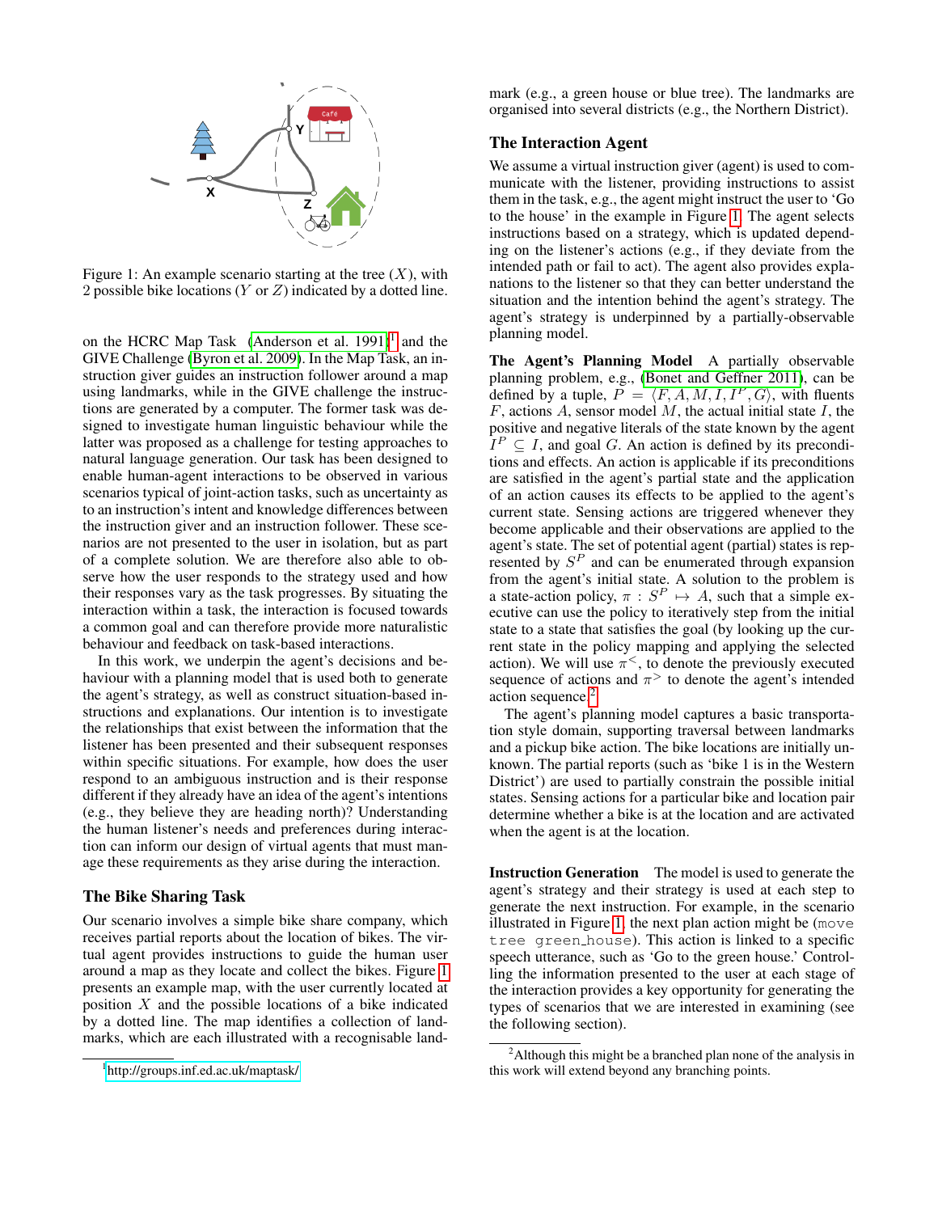Figure 1: An example scenario starting at the tree ($X$), with 2 possible bike locations ($Y$ or $Z$) indicated by a dotted line.

on the HCRC Map Task (Anderson et al. 1991)[1] and the GIVE Challenge (Byron et al. 2009). In the Map Task, an instruction giver guides an instruction follower around a map using landmarks, while in the GIVE challenge the instructions are generated by a computer. The former task was designed to investigate human linguistic behaviour while the latter was proposed as a challenge for testing approaches to natural language generation. Our task has been designed to enable human-agent interactions to be observed in various scenarios typical of joint-action tasks, such as uncertainty as to an instruction's intent and knowledge differences between the instruction giver and an instruction follower. These scenarios are not presented to the user in isolation, but as part of a complete solution. We are therefore also able to observe how the user responds to the strategy used and how their responses vary as the task progresses. By situating the interaction within a task, the interaction is focused towards a common goal and can therefore provide more naturalistic behaviour and feedback on task-based interactions.

In this work, we underpin the agent's decisions and behaviour with a planning model that is used both to generate the agent's strategy, as well as construct situation-based instructions and explanations. Our intention is to investigate the relationships that exist between the information that the listener has been presented and their subsequent responses within specific situations. For example, how does the user respond to an ambiguous instruction and is their response different if they already have an idea of the agent's intentions (e.g., they believe they are heading north)? Understanding the human listener's needs and preferences during interaction can inform our design of virtual agents that must manage these requirements as they arise during the interaction.

## The Bike Sharing Task

Our scenario involves a simple bike share company, which receives partial reports about the location of bikes. The virtual agent provides instructions to guide the human user around a map as they locate and collect the bikes. Figure 1 presents an example map, with the user currently located at position $X$ and the possible locations of a bike indicated by a dotted line. The map identifies a collection of landmarks, which are each illustrated with a recognisable landmark (e.g., a green house or blue tree). The landmarks are organised into several districts (e.g., the Northern District).

## The Interaction Agent

We assume a virtual instruction giver (agent) is used to communicate with the listener, providing instructions to assist them in the task, e.g., the agent might instruct the user to 'Go to the house' in the example in Figure 1. The agent selects instructions based on a strategy, which is updated depending on the listener's actions (e.g., if they deviate from the intended path or fail to act). The agent also provides explanations to the listener so that they can better understand the situation and the intention behind the agent's strategy. The agent's strategy is underpinned by a partially-observable planning model.

**The Agent's Planning Model** A partially observable planning problem, e.g., (Bonet and Geffner 2011), can be defined by a tuple, $P = \langle F, A, M, I, I^P, G \rangle$, with fluents $F$, actions $A$, sensor model $M$, the actual initial state $I$, the positive and negative literals of the state known by the agent $I^P \subseteq I$, and goal $G$. An action is defined by its preconditions and effects. An action is applicable if its preconditions are satisfied in the agent's partial state and the application of an action causes its effects to be applied to the agent's current state. Sensing actions are triggered whenever they become applicable and their observations are applied to the agent's state. The set of potential agent (partial) states is represented by $S^P$ and can be enumerated through expansion from the agent's initial state. A solution to the problem is a state-action policy, $\pi : S^P \mapsto A$, such that a simple executive can use the policy to iteratively step from the initial state to a state that satisfies the goal (by looking up the current state in the policy mapping and applying the selected action). We will use $\pi^<$, to denote the previously executed sequence of actions and $\pi^>$ to denote the agent's intended action sequence.[2]

The agent's planning model captures a basic transportation style domain, supporting traversal between landmarks and a pickup bike action. The bike locations are initially unknown. The partial reports (such as 'bike 1 is in the Western District') are used to partially constrain the possible initial states. Sensing actions for a particular bike and location pair determine whether a bike is at the location and are activated when the agent is at the location.

**Instruction Generation** The model is used to generate the agent's strategy and their strategy is used at each step to generate the next instruction. For example, in the scenario illustrated in Figure 1, the next plan action might be (`move tree green_house`). This action is linked to a specific speech utterance, such as 'Go to the green house.' Controlling the information presented to the user at each stage of the interaction provides a key opportunity for generating the types of scenarios that we are interested in examining (see the following section).

[1] http://groups.inf.ed.ac.uk/maptask/

[2] Although this might be a branched plan none of the analysis in this work will extend beyond any branching points.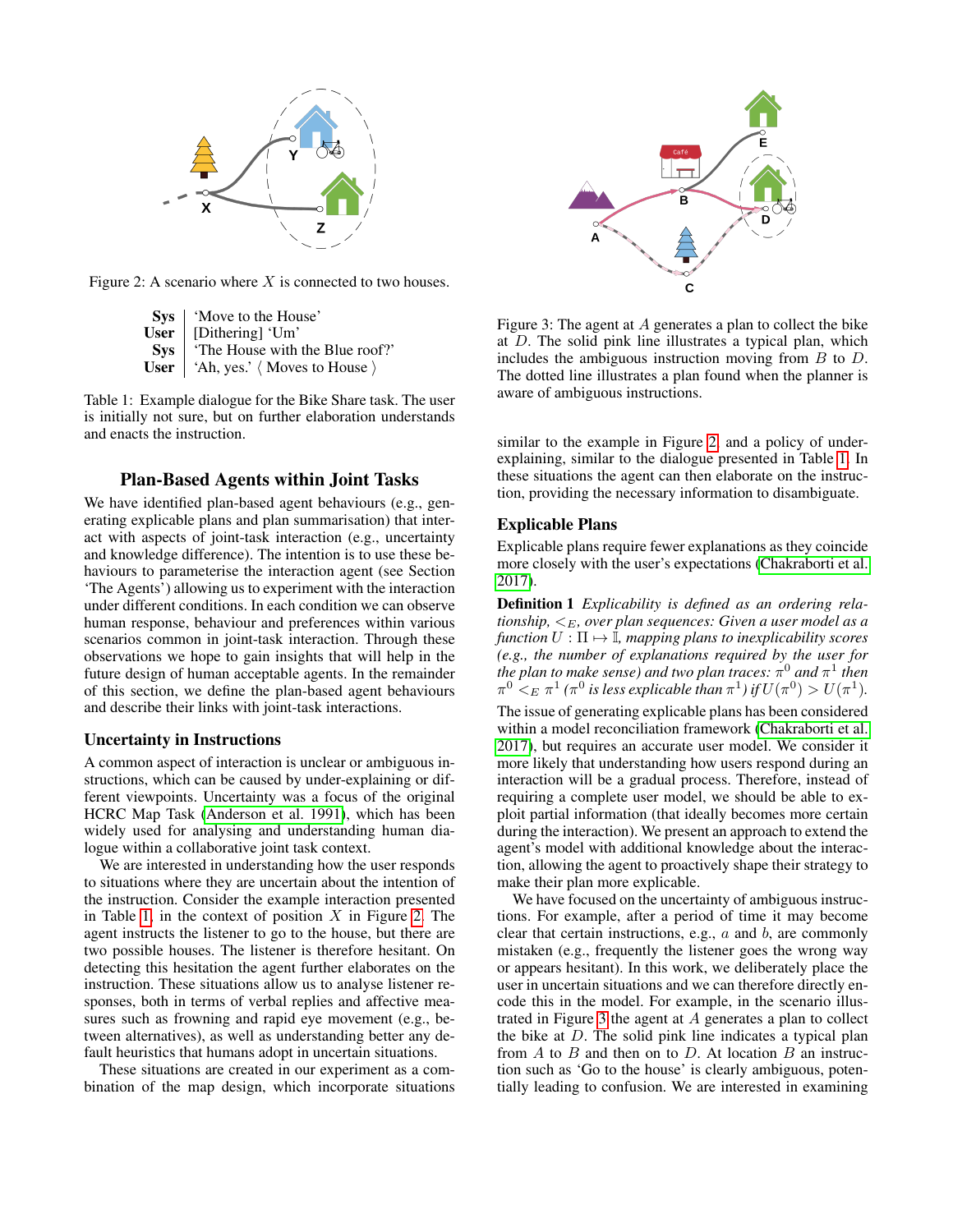Figure 2: A scenario where $X$ is connected to two houses.

| | |
|---|---|
| **Sys** | 'Move to the House' |
| **User** | [Dithering] 'Um' |
| **Sys** | 'The House with the Blue roof?' |
| **User** | 'Ah, yes.' ⟨ Moves to House ⟩ |

Table 1: Example dialogue for the Bike Share task. The user is initially not sure, but on further elaboration understands and enacts the instruction.

## Plan-Based Agents within Joint Tasks

We have identified plan-based agent behaviours (e.g., generating explicable plans and plan summarisation) that interact with aspects of joint-task interaction (e.g., uncertainty and knowledge difference). The intention is to use these behaviours to parameterise the interaction agent (see Section 'The Agents') allowing us to experiment with the interaction under different conditions. In each condition we can observe human response, behaviour and preferences within various scenarios common in joint-task interaction. Through these observations we hope to gain insights that will help in the future design of human acceptable agents. In the remainder of this section, we define the plan-based agent behaviours and describe their links with joint-task interactions.

### Uncertainty in Instructions

A common aspect of interaction is unclear or ambiguous instructions, which can be caused by under-explaining or different viewpoints. Uncertainty was a focus of the original HCRC Map Task (Anderson et al. 1991), which has been widely used for analysing and understanding human dialogue within a collaborative joint task context.

We are interested in understanding how the user responds to situations where they are uncertain about the intention of the instruction. Consider the example interaction presented in Table 1, in the context of position $X$ in Figure 2. The agent instructs the listener to go to the house, but there are two possible houses. The listener is therefore hesitant. On detecting this hesitation the agent further elaborates on the instruction. These situations allow us to analyse listener responses, both in terms of verbal replies and affective measures such as frowning and rapid eye movement (e.g., between alternatives), as well as understanding better any default heuristics that humans adopt in uncertain situations.

These situations are created in our experiment as a combination of the map design, which incorporate situations similar to the example in Figure 2, and a policy of under-explaining, similar to the dialogue presented in Table 1. In these situations the agent can then elaborate on the instruction, providing the necessary information to disambiguate.

Figure 3: The agent at $A$ generates a plan to collect the bike at $D$. The solid pink line illustrates a typical plan, which includes the ambiguous instruction moving from $B$ to $D$. The dotted line illustrates a plan found when the planner is aware of ambiguous instructions.

### Explicable Plans

Explicable plans require fewer explanations as they coincide more closely with the user's expectations (Chakraborti et al. 2017).

**Definition 1** *Explicability is defined as an ordering relationship, $<_E$, over plan sequences: Given a user model as a function $U : \Pi \mapsto \mathbb{I}$, mapping plans to inexplicability scores (e.g., the number of explanations required by the user for the plan to make sense) and two plan traces: $\pi^0$ and $\pi^1$ then $\pi^0 <_E \pi^1$ ($\pi^0$ is less explicable than $\pi^1$) if $U(\pi^0) > U(\pi^1)$.*

The issue of generating explicable plans has been considered within a model reconciliation framework (Chakraborti et al. 2017), but requires an accurate user model. We consider it more likely that understanding how users respond during an interaction will be a gradual process. Therefore, instead of requiring a complete user model, we should be able to exploit partial information (that ideally becomes more certain during the interaction). We present an approach to extend the agent's model with additional knowledge about the interaction, allowing the agent to proactively shape their strategy to make their plan more explicable.

We have focused on the uncertainty of ambiguous instructions. For example, after a period of time it may become clear that certain instructions, e.g., $a$ and $b$, are commonly mistaken (e.g., frequently the listener goes the wrong way or appears hesitant). In this work, we deliberately place the user in uncertain situations and we can therefore directly encode this in the model. For example, in the scenario illustrated in Figure 3 the agent at $A$ generates a plan to collect the bike at $D$. The solid pink line indicates a typical plan from $A$ to $B$ and then on to $D$. At location $B$ an instruction such as 'Go to the house' is clearly ambiguous, potentially leading to confusion. We are interested in examining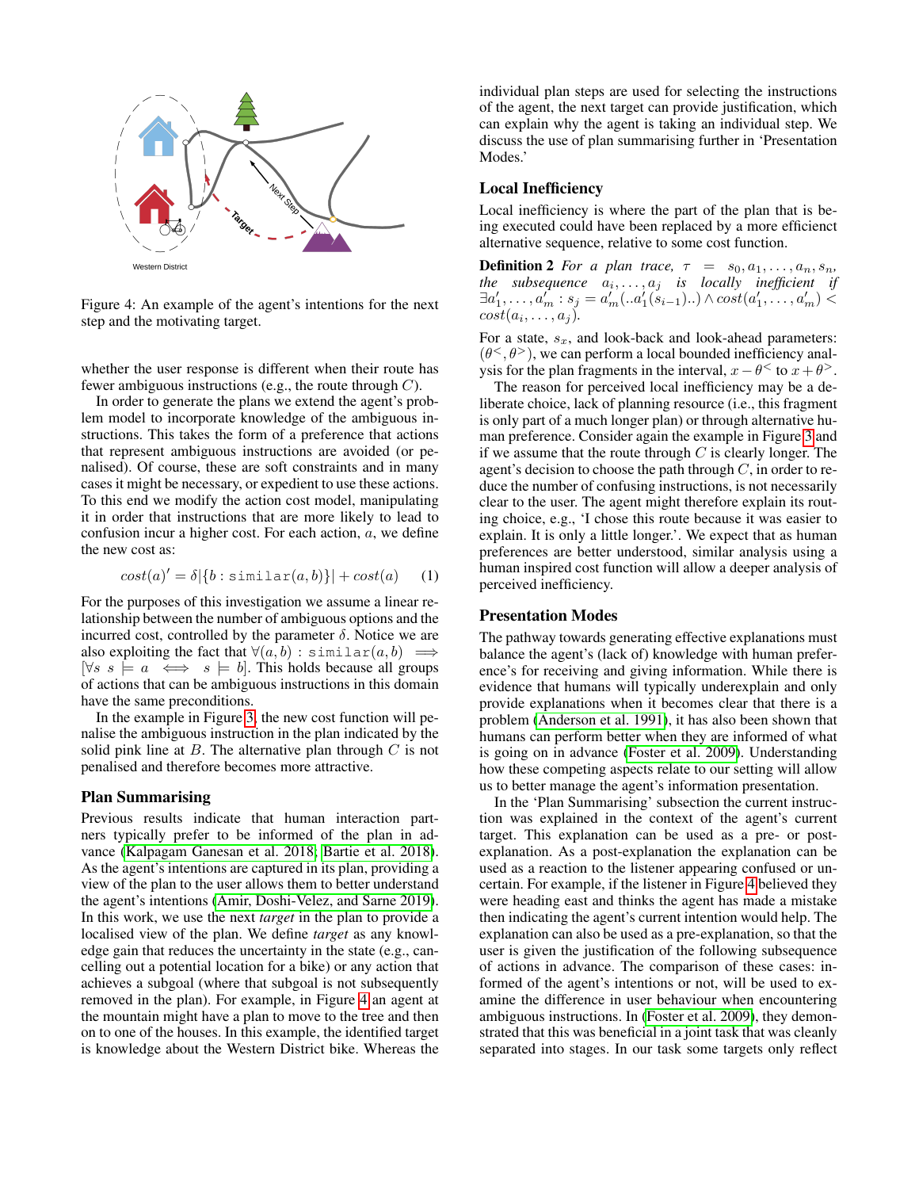Western District

Figure 4: An example of the agent's intentions for the next step and the motivating target.

whether the user response is different when their route has fewer ambiguous instructions (e.g., the route through $C$).

In order to generate the plans we extend the agent's problem model to incorporate knowledge of the ambiguous instructions. This takes the form of a preference that actions that represent ambiguous instructions are avoided (or penalised). Of course, these are soft constraints and in many cases it might be necessary, or expedient to use these actions. To this end we modify the action cost model, manipulating it in order that instructions that are more likely to lead to confusion incur a higher cost. For each action, $a$, we define the new cost as:

$$cost(a)' = \delta|\{b : \texttt{similar}(a, b)\}| + cost(a) \quad (1)$$

For the purposes of this investigation we assume a linear relationship between the number of ambiguous options and the incurred cost, controlled by the parameter $\delta$. Notice we are also exploiting the fact that $\forall(a, b) : \texttt{similar}(a, b) \implies [\forall s \; s \models a \iff s \models b]$. This holds because all groups of actions that can be ambiguous instructions in this domain have the same preconditions.

In the example in Figure 3, the new cost function will penalise the ambiguous instruction in the plan indicated by the solid pink line at $B$. The alternative plan through $C$ is not penalised and therefore becomes more attractive.

## Plan Summarising

Previous results indicate that human interaction partners typically prefer to be informed of the plan in advance (Kalpagam Ganesan et al. 2018; Bartie et al. 2018). As the agent's intentions are captured in its plan, providing a view of the plan to the user allows them to better understand the agent's intentions (Amir, Doshi-Velez, and Sarne 2019). In this work, we use the next *target* in the plan to provide a localised view of the plan. We define *target* as any knowledge gain that reduces the uncertainty in the state (e.g., cancelling out a potential location for a bike) or any action that achieves a subgoal (where that subgoal is not subsequently removed in the plan). For example, in Figure 4 an agent at the mountain might have a plan to move to the tree and then on to one of the houses. In this example, the identified target is knowledge about the Western District bike. Whereas the individual plan steps are used for selecting the instructions of the agent, the next target can provide justification, which can explain why the agent is taking an individual step. We discuss the use of plan summarising further in 'Presentation Modes.'

## Local Inefficiency

Local inefficiency is where the part of the plan that is being executed could have been replaced by a more efficient alternative sequence, relative to some cost function.

**Definition 2** *For a plan trace, $\tau = s_0, a_1, \ldots, a_n, s_n$, the subsequence $a_i, \ldots, a_j$ is locally inefficient if* $\exists a'_1, \ldots, a'_m : s_j = a'_m(..a'_1(s_{i-1})..) \wedge cost(a'_1, \ldots, a'_m) < cost(a_i, \ldots, a_j)$.

For a state, $s_x$, and look-back and look-ahead parameters: $(\theta^<, \theta^>)$, we can perform a local bounded inefficiency analysis for the plan fragments in the interval, $x - \theta^<$ to $x + \theta^>$.

The reason for perceived local inefficiency may be a deliberate choice, lack of planning resource (i.e., this fragment is only part of a much longer plan) or through alternative human preference. Consider again the example in Figure 3 and if we assume that the route through $C$ is clearly longer. The agent's decision to choose the path through $C$, in order to reduce the number of confusing instructions, is not necessarily clear to the user. The agent might therefore explain its routing choice, e.g., 'I chose this route because it was easier to explain. It is only a little longer.'. We expect that as human preferences are better understood, similar analysis using a human inspired cost function will allow a deeper analysis of perceived inefficiency.

## Presentation Modes

The pathway towards generating effective explanations must balance the agent's (lack of) knowledge with human preference's for receiving and giving information. While there is evidence that humans will typically underexplain and only provide explanations when it becomes clear that there is a problem (Anderson et al. 1991), it has also been shown that humans can perform better when they are informed of what is going on in advance (Foster et al. 2009). Understanding how these competing aspects relate to our setting will allow us to better manage the agent's information presentation.

In the 'Plan Summarising' subsection the current instruction was explained in the context of the agent's current target. This explanation can be used as a pre- or post-explanation. As a post-explanation the explanation can be used as a reaction to the listener appearing confused or uncertain. For example, if the listener in Figure 4 believed they were heading east and thinks the agent has made a mistake then indicating the agent's current intention would help. The explanation can also be used as a pre-explanation, so that the user is given the justification of the following subsequence of actions in advance. The comparison of these cases: informed of the agent's intentions or not, will be used to examine the difference in user behaviour when encountering ambiguous instructions. In (Foster et al. 2009), they demonstrated that this was beneficial in a joint task that was cleanly separated into stages. In our task some targets only reflect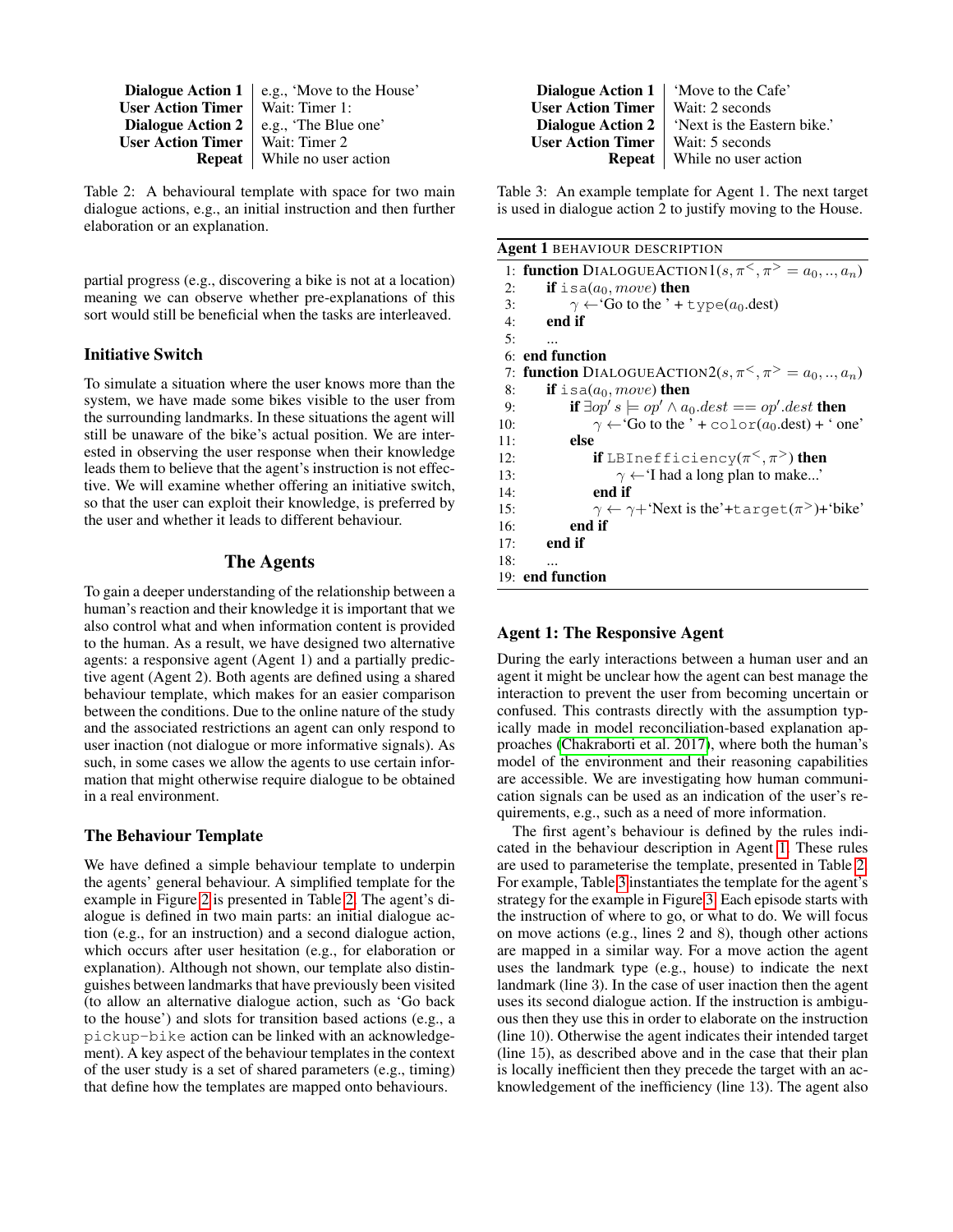| | |
|---|---|
| **Dialogue Action 1** | e.g., 'Move to the House' |
| **User Action Timer** | Wait: Timer 1: |
| **Dialogue Action 2** | e.g., 'The Blue one' |
| **User Action Timer** | Wait: Timer 2 |
| **Repeat** | While no user action |

Table 2: A behavioural template with space for two main dialogue actions, e.g., an initial instruction and then further elaboration or an explanation.

partial progress (e.g., discovering a bike is not at a location) meaning we can observe whether pre-explanations of this sort would still be beneficial when the tasks are interleaved.

### Initiative Switch

To simulate a situation where the user knows more than the system, we have made some bikes visible to the user from the surrounding landmarks. In these situations the agent will still be unaware of the bike's actual position. We are interested in observing the user response when their knowledge leads them to believe that the agent's instruction is not effective. We will examine whether offering an initiative switch, so that the user can exploit their knowledge, is preferred by the user and whether it leads to different behaviour.

## The Agents

To gain a deeper understanding of the relationship between a human's reaction and their knowledge it is important that we also control what and when information content is provided to the human. As a result, we have designed two alternative agents: a responsive agent (Agent 1) and a partially predictive agent (Agent 2). Both agents are defined using a shared behaviour template, which makes for an easier comparison between the conditions. Due to the online nature of the study and the associated restrictions an agent can only respond to user inaction (not dialogue or more informative signals). As such, in some cases we allow the agents to use certain information that might otherwise require dialogue to be obtained in a real environment.

### The Behaviour Template

We have defined a simple behaviour template to underpin the agents' general behaviour. A simplified template for the example in Figure 2 is presented in Table 2. The agent's dialogue is defined in two main parts: an initial dialogue action (e.g., for an instruction) and a second dialogue action, which occurs after user hesitation (e.g., for elaboration or explanation). Although not shown, our template also distinguishes between landmarks that have previously been visited (to allow an alternative dialogue action, such as 'Go back to the house') and slots for transition based actions (e.g., a `pickup-bike` action can be linked with an acknowledgement). A key aspect of the behaviour templates in the context of the user study is a set of shared parameters (e.g., timing) that define how the templates are mapped onto behaviours.

| | |
|---|---|
| **Dialogue Action 1** | 'Move to the Cafe' |
| **User Action Timer** | Wait: 2 seconds |
| **Dialogue Action 2** | 'Next is the Eastern bike.' |
| **User Action Timer** | Wait: 5 seconds |
| **Repeat** | While no user action |

Table 3: An example template for Agent 1. The next target is used in dialogue action 2 to justify moving to the House.

**Agent 1** BEHAVIOUR DESCRIPTION

```
 1: function DialogueAction1(s, π<, π> = a_0, .., a_n)
 2:     if isa(a_0, move) then
 3:         γ ← 'Go to the ' + type(a_0.dest)
 4:     end if
 5:     ...
 6: end function
 7: function DialogueAction2(s, π<, π> = a_0, .., a_n)
 8:     if isa(a_0, move) then
 9:         if ∃op′ s ⊨ op′ ∧ a_0.dest == op′.dest then
10:             γ ← 'Go to the ' + color(a_0.dest) + ' one'
11:         else
12:             if LBInefficiency(π<, π>) then
13:                 γ ← 'I had a long plan to make...'
14:             end if
15:             γ ← γ + 'Next is the' + target(π>) + 'bike'
16:         end if
17:     end if
18:     ...
19: end function
```

### Agent 1: The Responsive Agent

During the early interactions between a human user and an agent it might be unclear how the agent can best manage the interaction to prevent the user from becoming uncertain or confused. This contrasts directly with the assumption typically made in model reconciliation-based explanation approaches (Chakraborti et al. 2017), where both the human's model of the environment and their reasoning capabilities are accessible. We are investigating how human communication signals can be used as an indication of the user's requirements, e.g., such as a need of more information.

The first agent's behaviour is defined by the rules indicated in the behaviour description in Agent 1. These rules are used to parameterise the template, presented in Table 2. For example, Table 3 instantiates the template for the agent's strategy for the example in Figure 3. Each episode starts with the instruction of where to go, or what to do. We will focus on move actions (e.g., lines 2 and 8), though other actions are mapped in a similar way. For a move action the agent uses the landmark type (e.g., house) to indicate the next landmark (line 3). In the case of user inaction then the agent uses its second dialogue action. If the instruction is ambiguous then they use this in order to elaborate on the instruction (line 10). Otherwise the agent indicates their intended target (line 15), as described above and in the case that their plan is locally inefficient then they precede the target with an acknowledgement of the inefficiency (line 13). The agent also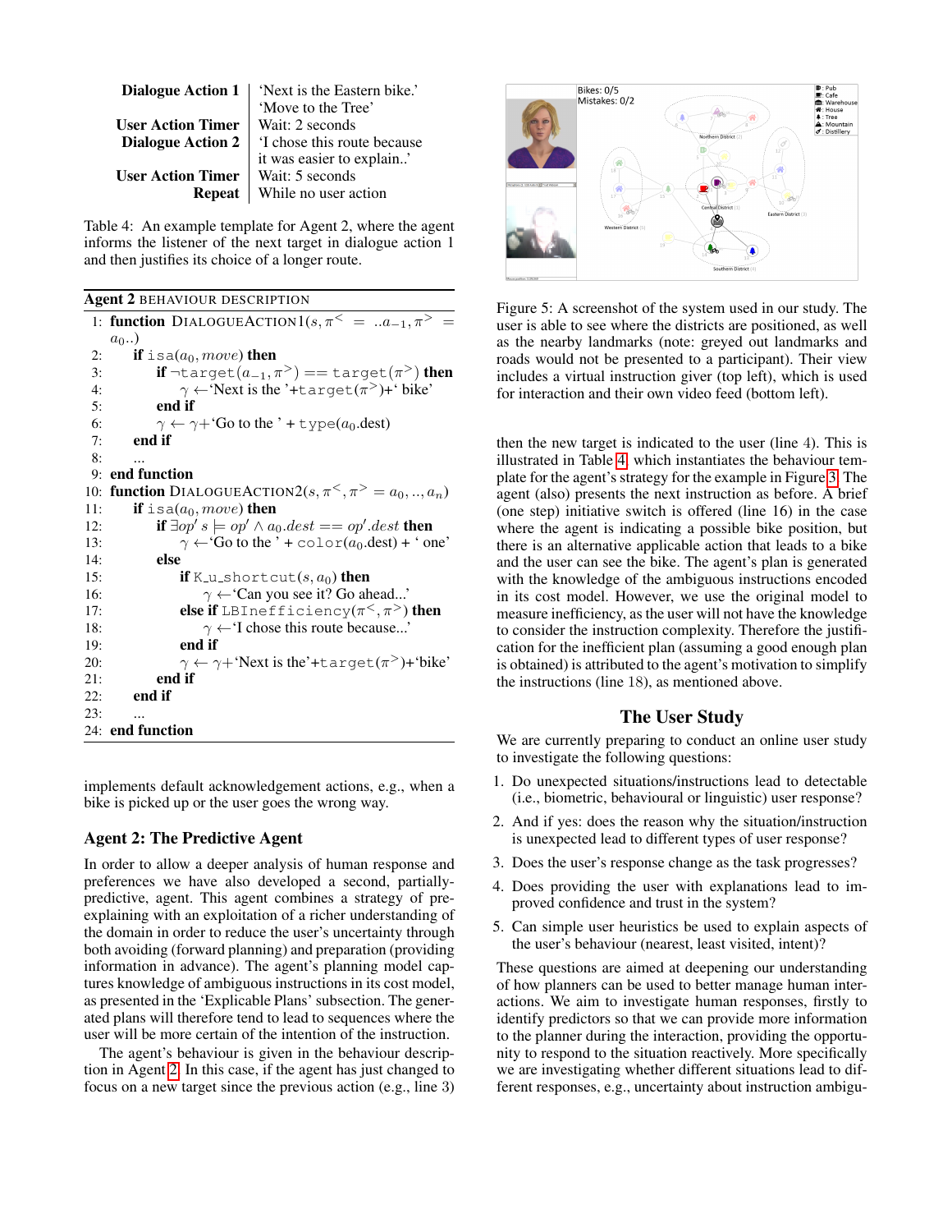| | |
|---|---|
| **Dialogue Action 1** | 'Next is the Eastern bike.' |
| | 'Move to the Tree' |
| **User Action Timer** | Wait: 2 seconds |
| **Dialogue Action 2** | 'I chose this route because it was easier to explain..' |
| **User Action Timer** | Wait: 5 seconds |
| **Repeat** | While no user action |

Table 4: An example template for Agent 2, where the agent informs the listener of the next target in dialogue action 1 and then justifies its choice of a longer route.

**Agent 2** BEHAVIOUR DESCRIPTION

```
1: function DIALOGUEACTION1(s, π< = ..a_{-1}, π> = a_0..)
2:   if isa(a_0, move) then
3:     if ¬target(a_{-1}, π>) == target(π>) then
4:       γ ←'Next is the '+target(π>)+' bike'
5:     end if
6:     γ ← γ+'Go to the ' + type(a_0.dest)
7:   end if
8:   ...
9: end function
10: function DIALOGUEACTION2(s, π<, π> = a_0, .., a_n)
11:   if isa(a_0, move) then
12:     if ∃op′ s ⊨ op′ ∧ a_0.dest == op′.dest then
13:       γ ←'Go to the ' + color(a_0.dest) + ' one'
14:     else
15:       if K_u_shortcut(s, a_0) then
16:         γ ←'Can you see it? Go ahead...'
17:       else if LBInefficiency(π<, π>) then
18:         γ ←'I chose this route because...'
19:       end if
20:       γ ← γ+'Next is the'+target(π>)+'bike'
21:     end if
22:   end if
23:   ...
24: end function
```

implements default acknowledgement actions, e.g., when a bike is picked up or the user goes the wrong way.

### Agent 2: The Predictive Agent

In order to allow a deeper analysis of human response and preferences we have also developed a second, partially-predictive, agent. This agent combines a strategy of pre-explaining with an exploitation of a richer understanding of the domain in order to reduce the user's uncertainty through both avoiding (forward planning) and preparation (providing information in advance). The agent's planning model captures knowledge of ambiguous instructions in its cost model, as presented in the 'Explicable Plans' subsection. The generated plans will therefore tend to lead to sequences where the user will be more certain of the intention of the instruction.

The agent's behaviour is given in the behaviour description in Agent 2. In this case, if the agent has just changed to focus on a new target since the previous action (e.g., line 3) then the new target is indicated to the user (line 4). This is illustrated in Table 4, which instantiates the behaviour template for the agent's strategy for the example in Figure 3. The agent (also) presents the next instruction as before. A brief (one step) initiative switch is offered (line 16) in the case where the agent is indicating a possible bike position, but there is an alternative applicable action that leads to a bike and the user can see the bike. The agent's plan is generated with the knowledge of the ambiguous instructions encoded in its cost model. However, we use the original model to measure inefficiency, as the user will not have the knowledge to consider the instruction complexity. Therefore the justification for the inefficient plan (assuming a good enough plan is obtained) is attributed to the agent's motivation to simplify the instructions (line 18), as mentioned above.

Figure 5: A screenshot of the system used in our study. The user is able to see where the districts are positioned, as well as the nearby landmarks (note: greyed out landmarks and roads would not be presented to a participant). Their view includes a virtual instruction giver (top left), which is used for interaction and their own video feed (bottom left).

## The User Study

We are currently preparing to conduct an online user study to investigate the following questions:

1. Do unexpected situations/instructions lead to detectable (i.e., biometric, behavioural or linguistic) user response?
2. And if yes: does the reason why the situation/instruction is unexpected lead to different types of user response?
3. Does the user's response change as the task progresses?
4. Does providing the user with explanations lead to improved confidence and trust in the system?
5. Can simple user heuristics be used to explain aspects of the user's behaviour (nearest, least visited, intent)?

These questions are aimed at deepening our understanding of how planners can be used to better manage human interactions. We aim to investigate human responses, firstly to identify predictors so that we can provide more information to the planner during the interaction, providing the opportunity to respond to the situation reactively. More specifically we are investigating whether different situations lead to different responses, e.g., uncertainty about instruction ambigu-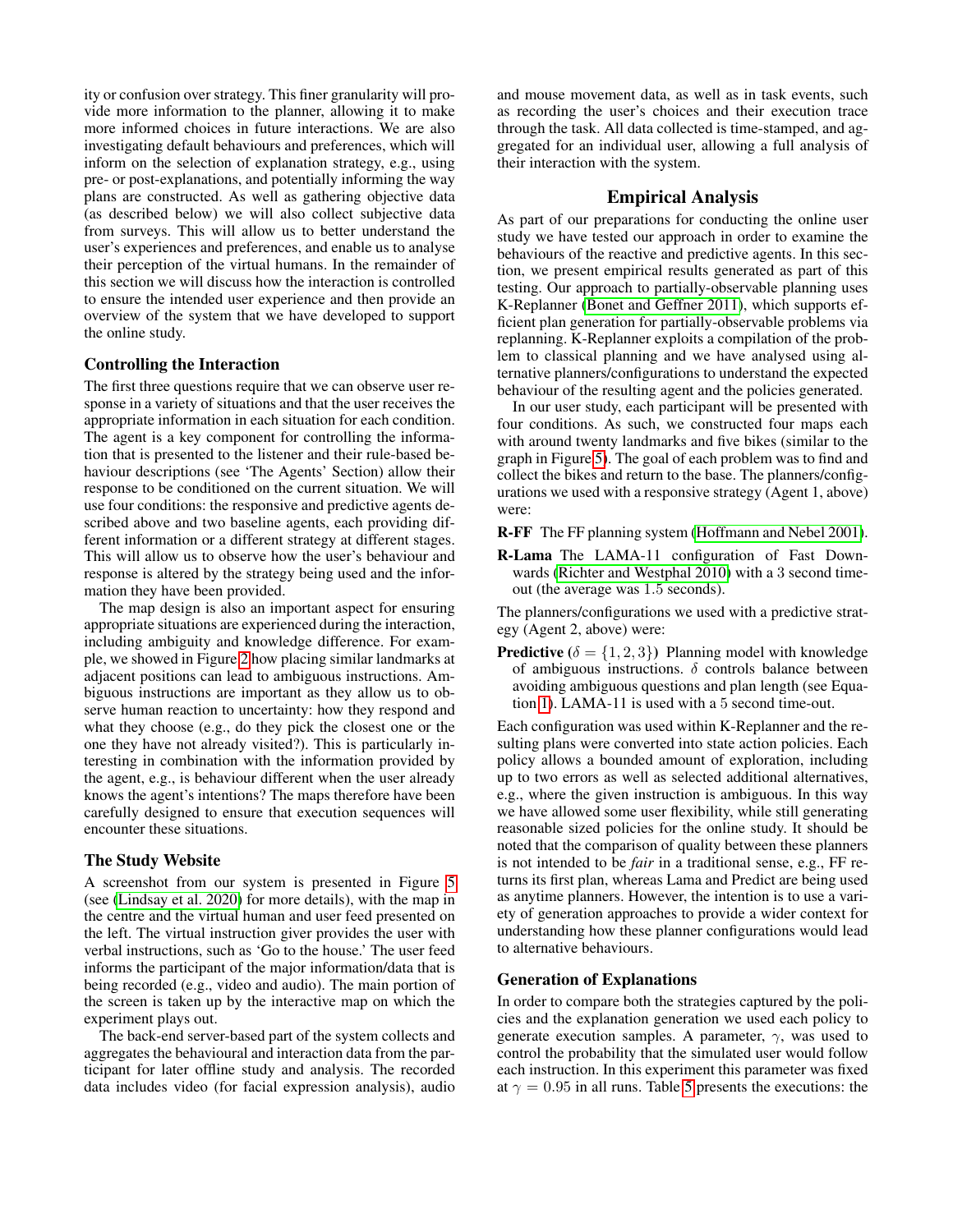ity or confusion over strategy. This finer granularity will provide more information to the planner, allowing it to make more informed choices in future interactions. We are also investigating default behaviours and preferences, which will inform on the selection of explanation strategy, e.g., using pre- or post-explanations, and potentially informing the way plans are constructed. As well as gathering objective data (as described below) we will also collect subjective data from surveys. This will allow us to better understand the user's experiences and preferences, and enable us to analyse their perception of the virtual humans. In the remainder of this section we will discuss how the interaction is controlled to ensure the intended user experience and then provide an overview of the system that we have developed to support the online study.

### Controlling the Interaction

The first three questions require that we can observe user response in a variety of situations and that the user receives the appropriate information in each situation for each condition. The agent is a key component for controlling the information that is presented to the listener and their rule-based behaviour descriptions (see 'The Agents' Section) allow their response to be conditioned on the current situation. We will use four conditions: the responsive and predictive agents described above and two baseline agents, each providing different information or a different strategy at different stages. This will allow us to observe how the user's behaviour and response is altered by the strategy being used and the information they have been provided.

The map design is also an important aspect for ensuring appropriate situations are experienced during the interaction, including ambiguity and knowledge difference. For example, we showed in Figure 2 how placing similar landmarks at adjacent positions can lead to ambiguous instructions. Ambiguous instructions are important as they allow us to observe human reaction to uncertainty: how they respond and what they choose (e.g., do they pick the closest one or the one they have not already visited?). This is particularly interesting in combination with the information provided by the agent, e.g., is behaviour different when the user already knows the agent's intentions? The maps therefore have been carefully designed to ensure that execution sequences will encounter these situations.

### The Study Website

A screenshot from our system is presented in Figure 5 (see (Lindsay et al. 2020) for more details), with the map in the centre and the virtual human and user feed presented on the left. The virtual instruction giver provides the user with verbal instructions, such as 'Go to the house.' The user feed informs the participant of the major information/data that is being recorded (e.g., video and audio). The main portion of the screen is taken up by the interactive map on which the experiment plays out.

The back-end server-based part of the system collects and aggregates the behavioural and interaction data from the participant for later offline study and analysis. The recorded data includes video (for facial expression analysis), audio and mouse movement data, as well as in task events, such as recording the user's choices and their execution trace through the task. All data collected is time-stamped, and aggregated for an individual user, allowing a full analysis of their interaction with the system.

## Empirical Analysis

As part of our preparations for conducting the online user study we have tested our approach in order to examine the behaviours of the reactive and predictive agents. In this section, we present empirical results generated as part of this testing. Our approach to partially-observable planning uses K-Replanner (Bonet and Geffner 2011), which supports efficient plan generation for partially-observable problems via replanning. K-Replanner exploits a compilation of the problem to classical planning and we have analysed using alternative planners/configurations to understand the expected behaviour of the resulting agent and the policies generated.

In our user study, each participant will be presented with four conditions. As such, we constructed four maps each with around twenty landmarks and five bikes (similar to the graph in Figure 5). The goal of each problem was to find and collect the bikes and return to the base. The planners/configurations we used with a responsive strategy (Agent 1, above) were:

**R-FF** The FF planning system (Hoffmann and Nebel 2001).

**R-Lama** The LAMA-11 configuration of Fast Downwards (Richter and Westphal 2010) with a 3 second timeout (the average was 1.5 seconds).

The planners/configurations we used with a predictive strategy (Agent 2, above) were:

**Predictive** ($\delta = \{1, 2, 3\}$) Planning model with knowledge of ambiguous instructions. $\delta$ controls balance between avoiding ambiguous questions and plan length (see Equation 1). LAMA-11 is used with a 5 second time-out.

Each configuration was used within K-Replanner and the resulting plans were converted into state action policies. Each policy allows a bounded amount of exploration, including up to two errors as well as selected additional alternatives, e.g., where the given instruction is ambiguous. In this way we have allowed some user flexibility, while still generating reasonable sized policies for the online study. It should be noted that the comparison of quality between these planners is not intended to be *fair* in a traditional sense, e.g., FF returns its first plan, whereas Lama and Predict are being used as anytime planners. However, the intention is to use a variety of generation approaches to provide a wider context for understanding how these planner configurations would lead to alternative behaviours.

### Generation of Explanations

In order to compare both the strategies captured by the policies and the explanation generation we used each policy to generate execution samples. A parameter, $\gamma$, was used to control the probability that the simulated user would follow each instruction. In this experiment this parameter was fixed at $\gamma = 0.95$ in all runs. Table 5 presents the executions: the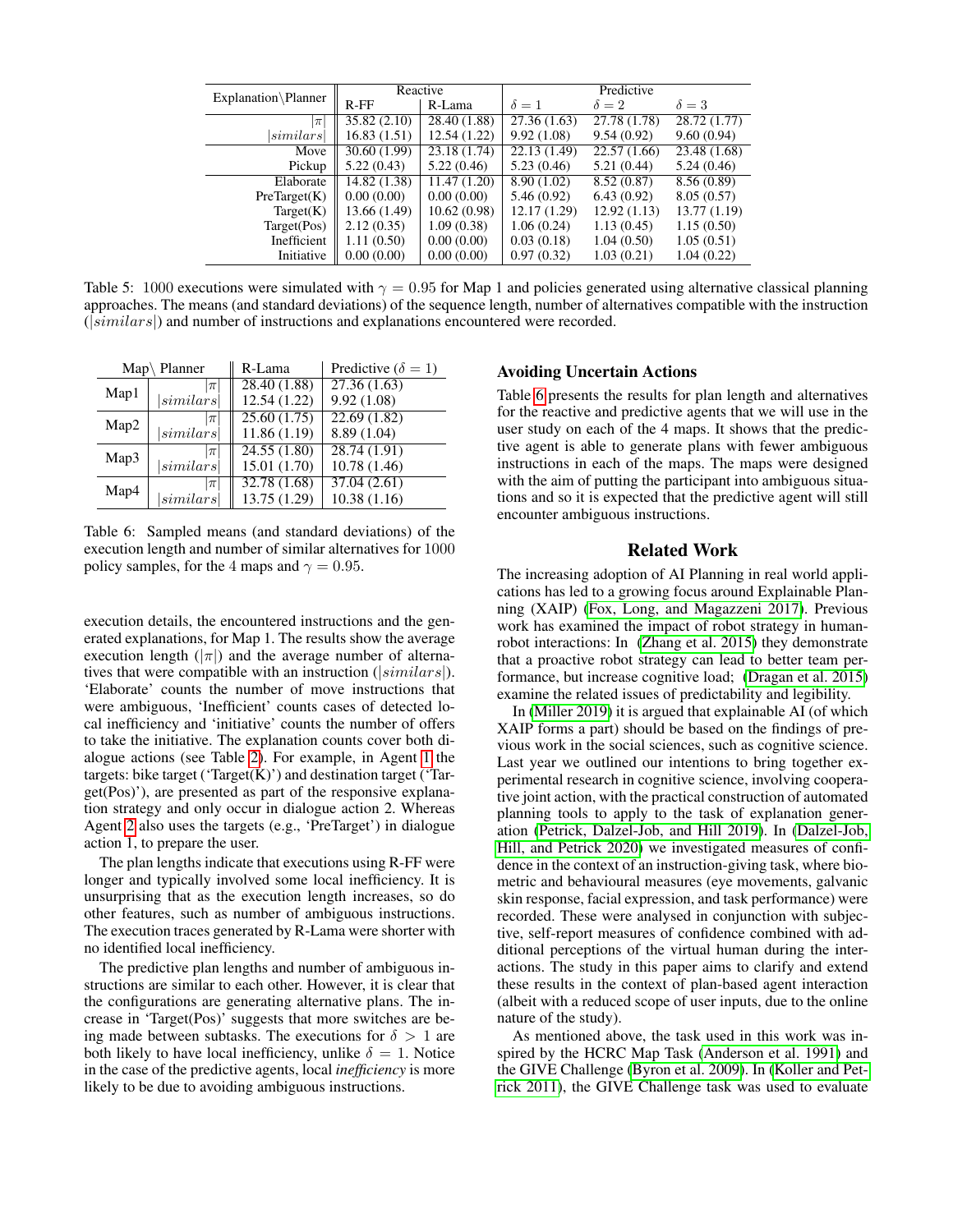| Explanation\Planner | Reactive | | Predictive | | |
|---|---|---|---|---|---|
| | R-FF | R-Lama | $\delta = 1$ | $\delta = 2$ | $\delta = 3$ |
| $\|\pi\|$ | 35.82 (2.10) | 28.40 (1.88) | 27.36 (1.63) | 27.78 (1.78) | 28.72 (1.77) |
| $\|similars\|$ | 16.83 (1.51) | 12.54 (1.22) | 9.92 (1.08) | 9.54 (0.92) | 9.60 (0.94) |
| Move | 30.60 (1.99) | 23.18 (1.74) | 22.13 (1.49) | 22.57 (1.66) | 23.48 (1.68) |
| Pickup | 5.22 (0.43) | 5.22 (0.46) | 5.23 (0.46) | 5.21 (0.44) | 5.24 (0.46) |
| Elaborate | 14.82 (1.38) | 11.47 (1.20) | 8.90 (1.02) | 8.52 (0.87) | 8.56 (0.89) |
| PreTarget(K) | 0.00 (0.00) | 0.00 (0.00) | 5.46 (0.92) | 6.43 (0.92) | 8.05 (0.57) |
| Target(K) | 13.66 (1.49) | 10.62 (0.98) | 12.17 (1.29) | 12.92 (1.13) | 13.77 (1.19) |
| Target(Pos) | 2.12 (0.35) | 1.09 (0.38) | 1.06 (0.24) | 1.13 (0.45) | 1.15 (0.50) |
| Inefficient | 1.11 (0.50) | 0.00 (0.00) | 0.03 (0.18) | 1.04 (0.50) | 1.05 (0.51) |
| Initiative | 0.00 (0.00) | 0.00 (0.00) | 0.97 (0.32) | 1.03 (0.21) | 1.04 (0.22) |

Table 5: 1000 executions were simulated with $\gamma = 0.95$ for Map 1 and policies generated using alternative classical planning approaches. The means (and standard deviations) of the sequence length, number of alternatives compatible with the instruction ($|similars|$) and number of instructions and explanations encountered were recorded.

| Map\ Planner | | R-Lama | Predictive ($\delta = 1$) |
|---|---|---|---|
| Map1 | $\|\pi\|$ | 28.40 (1.88) | 27.36 (1.63) |
| | $\|similars\|$ | 12.54 (1.22) | 9.92 (1.08) |
| Map2 | $\|\pi\|$ | 25.60 (1.75) | 22.69 (1.82) |
| | $\|similars\|$ | 11.86 (1.19) | 8.89 (1.04) |
| Map3 | $\|\pi\|$ | 24.55 (1.80) | 28.74 (1.91) |
| | $\|similars\|$ | 15.01 (1.70) | 10.78 (1.46) |
| Map4 | $\|\pi\|$ | 32.78 (1.68) | 37.04 (2.61) |
| | $\|similars\|$ | 13.75 (1.29) | 10.38 (1.16) |

Table 6: Sampled means (and standard deviations) of the execution length and number of similar alternatives for 1000 policy samples, for the 4 maps and $\gamma = 0.95$.

execution details, the encountered instructions and the generated explanations, for Map 1. The results show the average execution length ($|\pi|$) and the average number of alternatives that were compatible with an instruction ($|similars|$). 'Elaborate' counts the number of move instructions that were ambiguous, 'Inefficient' counts cases of detected local inefficiency and 'initiative' counts the number of offers to take the initiative. The explanation counts cover both dialogue actions (see Table 2). For example, in Agent 1 the targets: bike target ('Target(K)') and destination target ('Target(Pos)'), are presented as part of the responsive explanation strategy and only occur in dialogue action 2. Whereas Agent 2 also uses the targets (e.g., 'PreTarget') in dialogue action 1, to prepare the user.

The plan lengths indicate that executions using R-FF were longer and typically involved some local inefficiency. It is unsurprising that as the execution length increases, so do other features, such as number of ambiguous instructions. The execution traces generated by R-Lama were shorter with no identified local inefficiency.

The predictive plan lengths and number of ambiguous instructions are similar to each other. However, it is clear that the configurations are generating alternative plans. The increase in 'Target(Pos)' suggests that more switches are being made between subtasks. The executions for $\delta > 1$ are both likely to have local inefficiency, unlike $\delta = 1$. Notice in the case of the predictive agents, local *inefficiency* is more likely to be due to avoiding ambiguous instructions.

### Avoiding Uncertain Actions

Table 6 presents the results for plan length and alternatives for the reactive and predictive agents that we will use in the user study on each of the 4 maps. It shows that the predictive agent is able to generate plans with fewer ambiguous instructions in each of the maps. The maps were designed with the aim of putting the participant into ambiguous situations and so it is expected that the predictive agent will still encounter ambiguous instructions.

## Related Work

The increasing adoption of AI Planning in real world applications has led to a growing focus around Explainable Planning (XAIP) (Fox, Long, and Magazzeni 2017). Previous work has examined the impact of robot strategy in human-robot interactions: In (Zhang et al. 2015) they demonstrate that a proactive robot strategy can lead to better team performance, but increase cognitive load; (Dragan et al. 2015) examine the related issues of predictability and legibility.

In (Miller 2019) it is argued that explainable AI (of which XAIP forms a part) should be based on the findings of previous work in the social sciences, such as cognitive science. Last year we outlined our intentions to bring together experimental research in cognitive science, involving cooperative joint action, with the practical construction of automated planning tools to apply to the task of explanation generation (Petrick, Dalzel-Job, and Hill 2019). In (Dalzel-Job, Hill, and Petrick 2020) we investigated measures of confidence in the context of an instruction-giving task, where biometric and behavioural measures (eye movements, galvanic skin response, facial expression, and task performance) were recorded. These were analysed in conjunction with subjective, self-report measures of confidence combined with additional perceptions of the virtual human during the interactions. The study in this paper aims to clarify and extend these results in the context of plan-based agent interaction (albeit with a reduced scope of user inputs, due to the online nature of the study).

As mentioned above, the task used in this work was inspired by the HCRC Map Task (Anderson et al. 1991) and the GIVE Challenge (Byron et al. 2009). In (Koller and Petrick 2011), the GIVE Challenge task was used to evaluate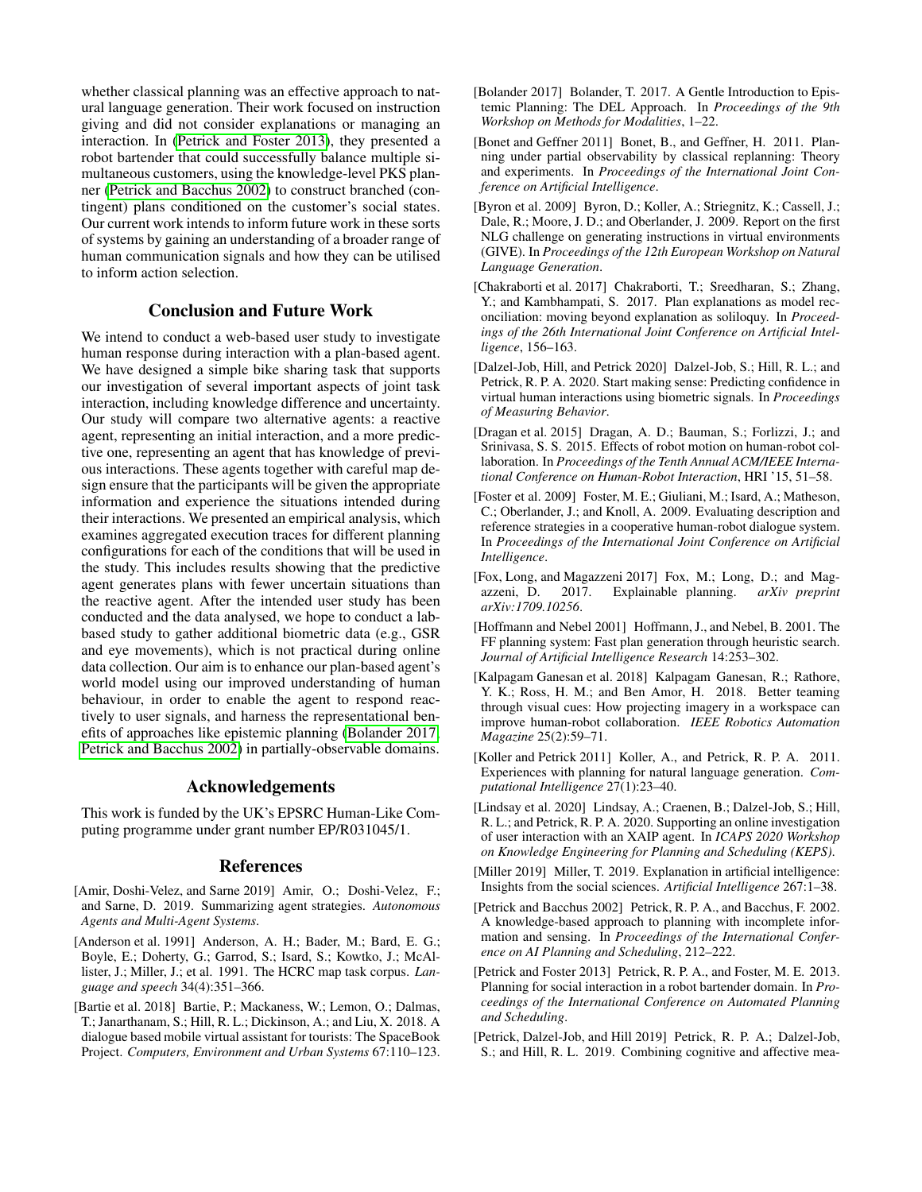whether classical planning was an effective approach to natural language generation. Their work focused on instruction giving and did not consider explanations or managing an interaction. In (Petrick and Foster 2013), they presented a robot bartender that could successfully balance multiple simultaneous customers, using the knowledge-level PKS planner (Petrick and Bacchus 2002) to construct branched (contingent) plans conditioned on the customer's social states. Our current work intends to inform future work in these sorts of systems by gaining an understanding of a broader range of human communication signals and how they can be utilised to inform action selection.

## Conclusion and Future Work

We intend to conduct a web-based user study to investigate human response during interaction with a plan-based agent. We have designed a simple bike sharing task that supports our investigation of several important aspects of joint task interaction, including knowledge difference and uncertainty. Our study will compare two alternative agents: a reactive agent, representing an initial interaction, and a more predictive one, representing an agent that has knowledge of previous interactions. These agents together with careful map design ensure that the participants will be given the appropriate information and experience the situations intended during their interactions. We presented an empirical analysis, which examines aggregated execution traces for different planning configurations for each of the conditions that will be used in the study. This includes results showing that the predictive agent generates plans with fewer uncertain situations than the reactive agent. After the intended user study has been conducted and the data analysed, we hope to conduct a lab-based study to gather additional biometric data (e.g., GSR and eye movements), which is not practical during online data collection. Our aim is to enhance our plan-based agent's world model using our improved understanding of human behaviour, in order to enable the agent to respond reactively to user signals, and harness the representational benefits of approaches like epistemic planning (Bolander 2017; Petrick and Bacchus 2002) in partially-observable domains.

## Acknowledgements

This work is funded by the UK's EPSRC Human-Like Computing programme under grant number EP/R031045/1.

## References

[Amir, Doshi-Velez, and Sarne 2019] Amir, O.; Doshi-Velez, F.; and Sarne, D. 2019. Summarizing agent strategies. *Autonomous Agents and Multi-Agent Systems*.

[Anderson et al. 1991] Anderson, A. H.; Bader, M.; Bard, E. G.; Boyle, E.; Doherty, G.; Garrod, S.; Isard, S.; Kowtko, J.; McAllister, J.; Miller, J.; et al. 1991. The HCRC map task corpus. *Language and speech* 34(4):351–366.

[Bartie et al. 2018] Bartie, P.; Mackaness, W.; Lemon, O.; Dalmas, T.; Janarthanam, S.; Hill, R. L.; Dickinson, A.; and Liu, X. 2018. A dialogue based mobile virtual assistant for tourists: The SpaceBook Project. *Computers, Environment and Urban Systems* 67:110–123.

[Bolander 2017] Bolander, T. 2017. A Gentle Introduction to Epistemic Planning: The DEL Approach. In *Proceedings of the 9th Workshop on Methods for Modalities*, 1–22.

[Bonet and Geffner 2011] Bonet, B., and Geffner, H. 2011. Planning under partial observability by classical replanning: Theory and experiments. In *Proceedings of the International Joint Conference on Artificial Intelligence*.

[Byron et al. 2009] Byron, D.; Koller, A.; Striegnitz, K.; Cassell, J.; Dale, R.; Moore, J. D.; and Oberlander, J. 2009. Report on the first NLG challenge on generating instructions in virtual environments (GIVE). In *Proceedings of the 12th European Workshop on Natural Language Generation*.

[Chakraborti et al. 2017] Chakraborti, T.; Sreedharan, S.; Zhang, Y.; and Kambhampati, S. 2017. Plan explanations as model reconciliation: moving beyond explanation as soliloquy. In *Proceedings of the 26th International Joint Conference on Artificial Intelligence*, 156–163.

[Dalzel-Job, Hill, and Petrick 2020] Dalzel-Job, S.; Hill, R. L.; and Petrick, R. P. A. 2020. Start making sense: Predicting confidence in virtual human interactions using biometric signals. In *Proceedings of Measuring Behavior*.

[Dragan et al. 2015] Dragan, A. D.; Bauman, S.; Forlizzi, J.; and Srinivasa, S. S. 2015. Effects of robot motion on human-robot collaboration. In *Proceedings of the Tenth Annual ACM/IEEE International Conference on Human-Robot Interaction*, HRI '15, 51–58.

[Foster et al. 2009] Foster, M. E.; Giuliani, M.; Isard, A.; Matheson, C.; Oberlander, J.; and Knoll, A. 2009. Evaluating description and reference strategies in a cooperative human-robot dialogue system. In *Proceedings of the International Joint Conference on Artificial Intelligence*.

[Fox, Long, and Magazzeni 2017] Fox, M.; Long, D.; and Magazzeni, D. 2017. Explainable planning. *arXiv preprint arXiv:1709.10256*.

[Hoffmann and Nebel 2001] Hoffmann, J., and Nebel, B. 2001. The FF planning system: Fast plan generation through heuristic search. *Journal of Artificial Intelligence Research* 14:253–302.

[Kalpagam Ganesan et al. 2018] Kalpagam Ganesan, R.; Rathore, Y. K.; Ross, H. M.; and Ben Amor, H. 2018. Better teaming through visual cues: How projecting imagery in a workspace can improve human-robot collaboration. *IEEE Robotics Automation Magazine* 25(2):59–71.

[Koller and Petrick 2011] Koller, A., and Petrick, R. P. A. 2011. Experiences with planning for natural language generation. *Computational Intelligence* 27(1):23–40.

[Lindsay et al. 2020] Lindsay, A.; Craenen, B.; Dalzel-Job, S.; Hill, R. L.; and Petrick, R. P. A. 2020. Supporting an online investigation of user interaction with an XAIP agent. In *ICAPS 2020 Workshop on Knowledge Engineering for Planning and Scheduling (KEPS)*.

[Miller 2019] Miller, T. 2019. Explanation in artificial intelligence: Insights from the social sciences. *Artificial Intelligence* 267:1–38.

[Petrick and Bacchus 2002] Petrick, R. P. A., and Bacchus, F. 2002. A knowledge-based approach to planning with incomplete information and sensing. In *Proceedings of the International Conference on AI Planning and Scheduling*, 212–222.

[Petrick and Foster 2013] Petrick, R. P. A., and Foster, M. E. 2013. Planning for social interaction in a robot bartender domain. In *Proceedings of the International Conference on Automated Planning and Scheduling*.

[Petrick, Dalzel-Job, and Hill 2019] Petrick, R. P. A.; Dalzel-Job, S.; and Hill, R. L. 2019. Combining cognitive and affective mea-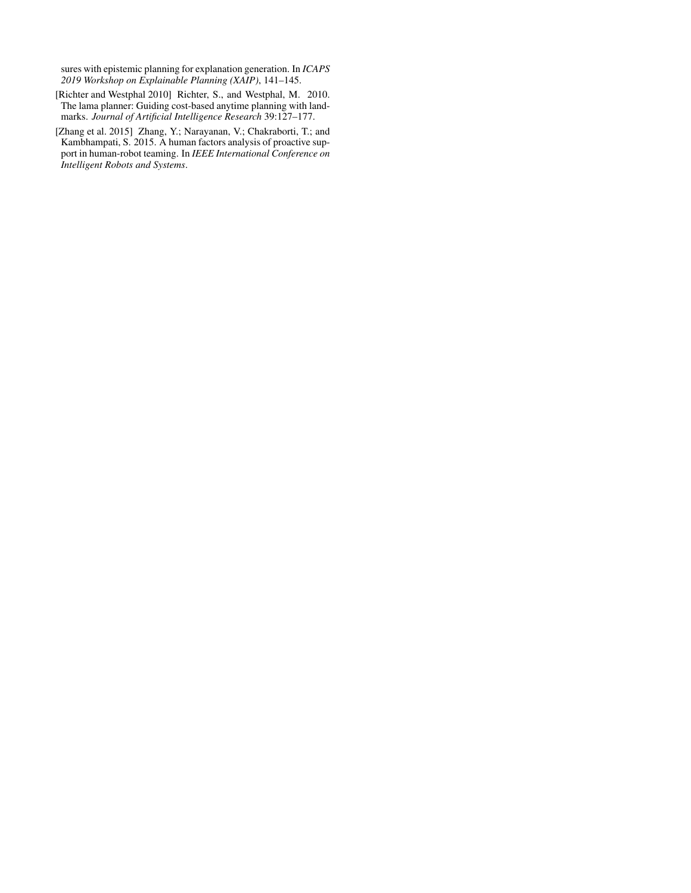sures with epistemic planning for explanation generation. In *ICAPS 2019 Workshop on Explainable Planning (XAIP)*, 141–145.

[Richter and Westphal 2010] Richter, S., and Westphal, M. 2010. The lama planner: Guiding cost-based anytime planning with landmarks. *Journal of Artificial Intelligence Research* 39:127–177.

[Zhang et al. 2015] Zhang, Y.; Narayanan, V.; Chakraborti, T.; and Kambhampati, S. 2015. A human factors analysis of proactive support in human-robot teaming. In *IEEE International Conference on Intelligent Robots and Systems*.